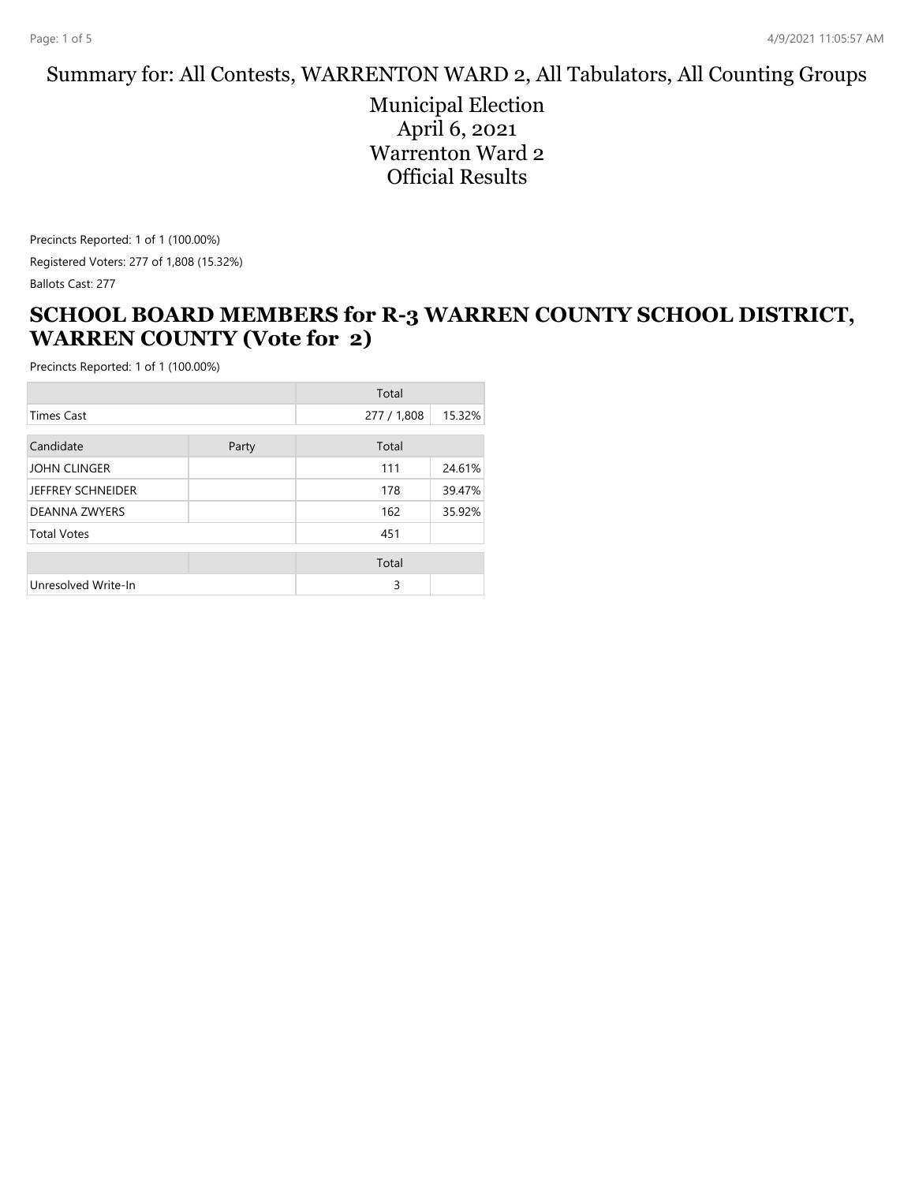Summary for: All Contests, WARRENTON WARD 2, All Tabulators, All Counting Groups

# Municipal Election
# April 6, 2021
# Warrenton Ward 2
# Official Results

Precincts Reported: 1 of 1 (100.00%)

Registered Voters: 277 of 1,808 (15.32%)

Ballots Cast: 277

## SCHOOL BOARD MEMBERS for R-3 WARREN COUNTY SCHOOL DISTRICT, WARREN COUNTY (Vote for 2)

Precincts Reported: 1 of 1 (100.00%)

| | | Total | |
|---|---|---|---|
| Times Cast | | 277 / 1,808 | 15.32% |

| Candidate | Party | Total | |
|---|---|---|---|
| JOHN CLINGER | | 111 | 24.61% |
| JEFFREY SCHNEIDER | | 178 | 39.47% |
| DEANNA ZWYERS | | 162 | 35.92% |
| Total Votes | | 451 | |

| | | Total | |
|---|---|---|---|
| Unresolved Write-In | | 3 | |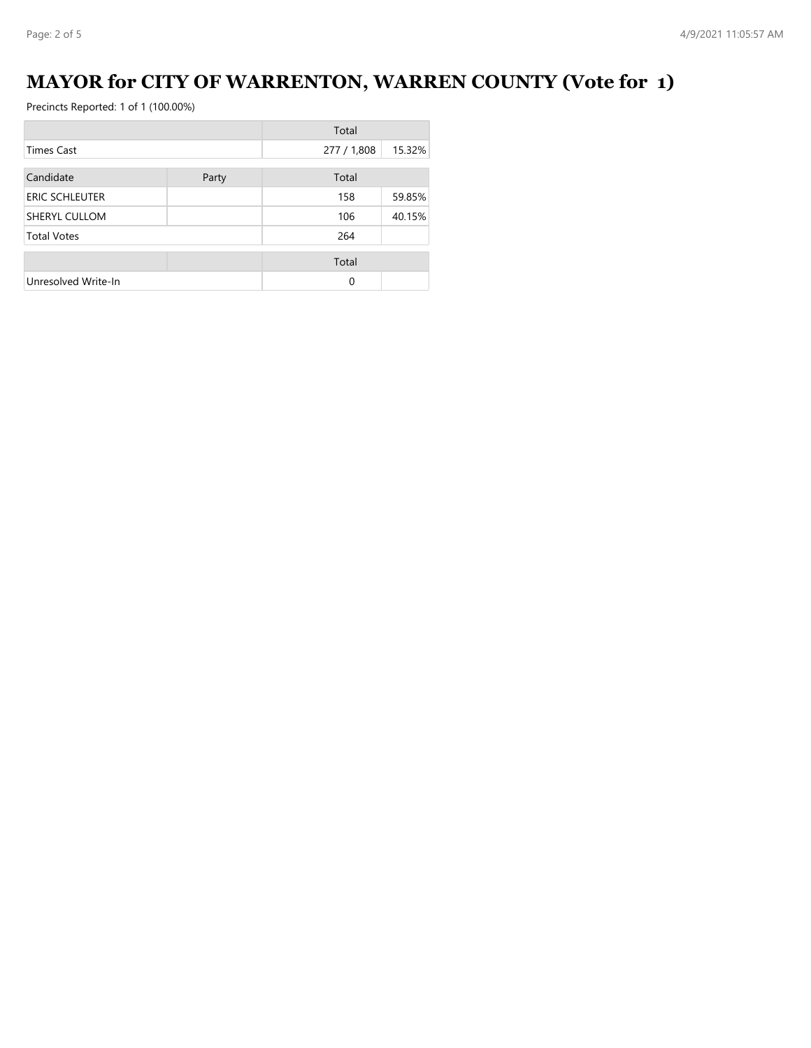# MAYOR for CITY OF WARRENTON, WARREN COUNTY (Vote for 1)

Precincts Reported: 1 of 1 (100.00%)

| | | Total | |
|---|---|---|---|
| Times Cast | | 277 / 1,808 | 15.32% |

| Candidate | Party | Total | |
|---|---|---|---|
| ERIC SCHLEUTER | | 158 | 59.85% |
| SHERYL CULLOM | | 106 | 40.15% |
| Total Votes | | 264 | |

| | | Total | |
|---|---|---|---|
| Unresolved Write-In | | 0 | |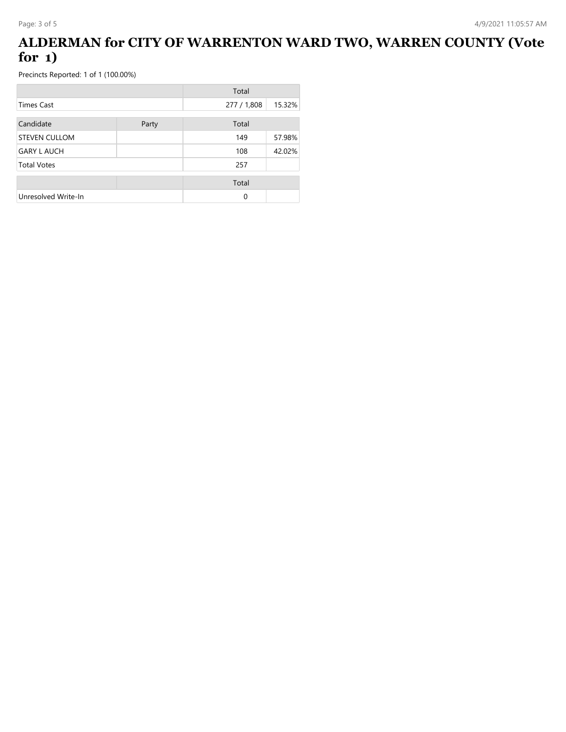# ALDERMAN for CITY OF WARRENTON WARD TWO, WARREN COUNTY (Vote for 1)

Precincts Reported: 1 of 1 (100.00%)

| | | Total | |
|---|---|---|---|
| Times Cast | | 277 / 1,808 | 15.32% |

| Candidate | Party | Total | |
|---|---|---|---|
| STEVEN CULLOM | | 149 | 57.98% |
| GARY L AUCH | | 108 | 42.02% |
| Total Votes | | 257 | |

| | | Total | |
|---|---|---|---|
| Unresolved Write-In | | 0 | |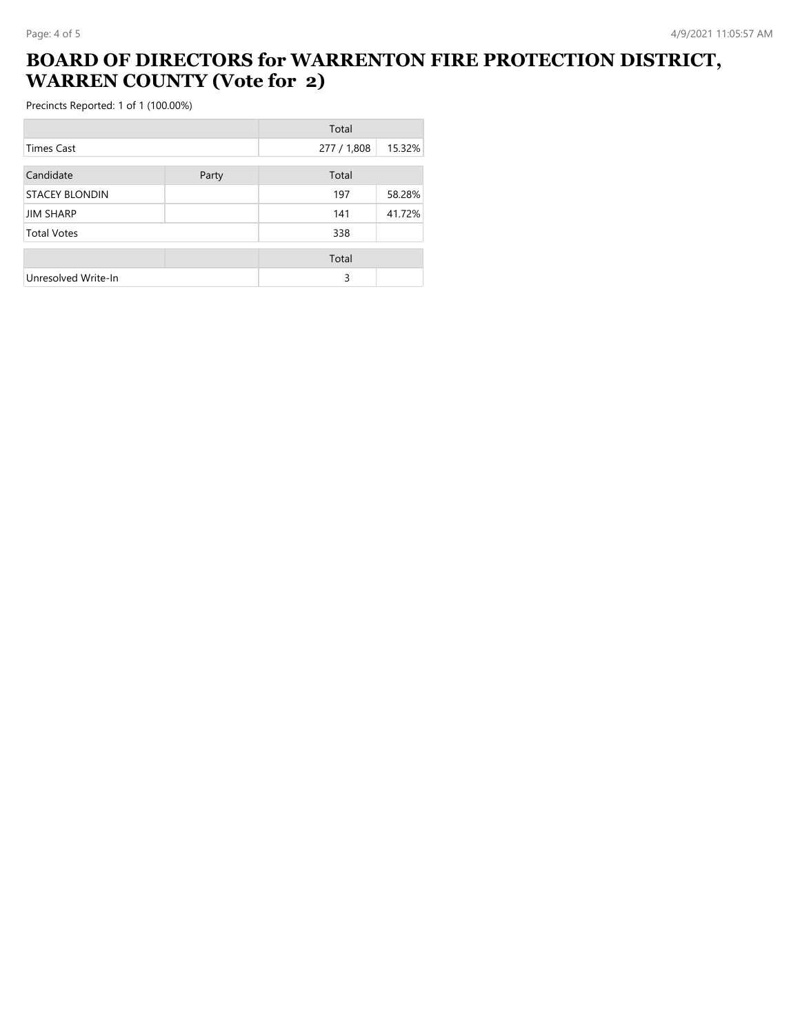# BOARD OF DIRECTORS for WARRENTON FIRE PROTECTION DISTRICT, WARREN COUNTY (Vote for 2)

Precincts Reported: 1 of 1 (100.00%)

| | | Total | |
|---|---|---|---|
| Times Cast | | 277 / 1,808 | 15.32% |

| Candidate | Party | Total | |
|---|---|---|---|
| STACEY BLONDIN | | 197 | 58.28% |
| JIM SHARP | | 141 | 41.72% |
| Total Votes | | 338 | |

| | | Total | |
|---|---|---|---|
| Unresolved Write-In | | 3 | |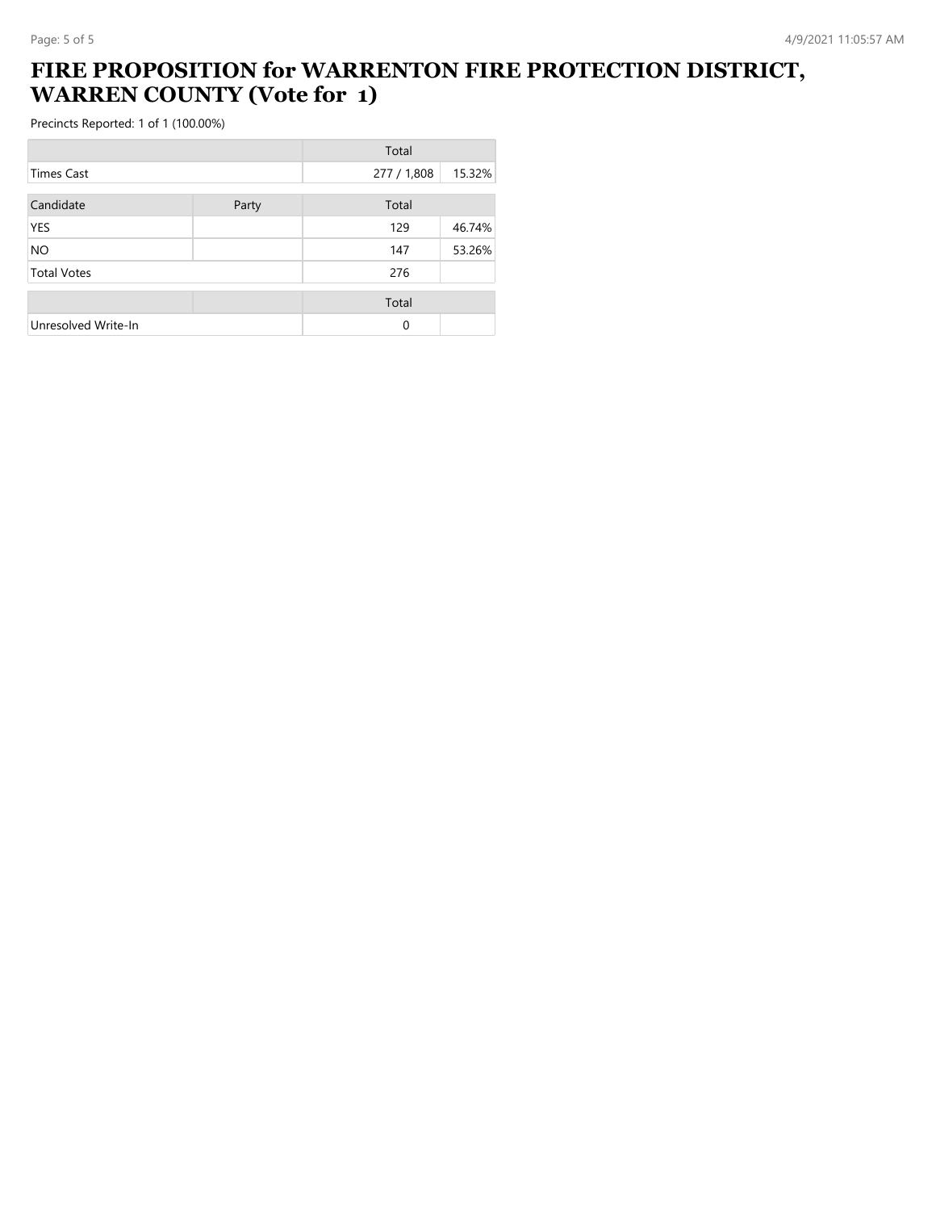# FIRE PROPOSITION for WARRENTON FIRE PROTECTION DISTRICT, WARREN COUNTY (Vote for 1)

Precincts Reported: 1 of 1 (100.00%)

| | | Total | |
|---|---|---|---|
| Times Cast | | 277 / 1,808 | 15.32% |

| Candidate | Party | Total | |
|---|---|---|---|
| YES | | 129 | 46.74% |
| NO | | 147 | 53.26% |
| Total Votes | | 276 | |

| | | Total | |
|---|---|---|---|
| Unresolved Write-In | | 0 | |